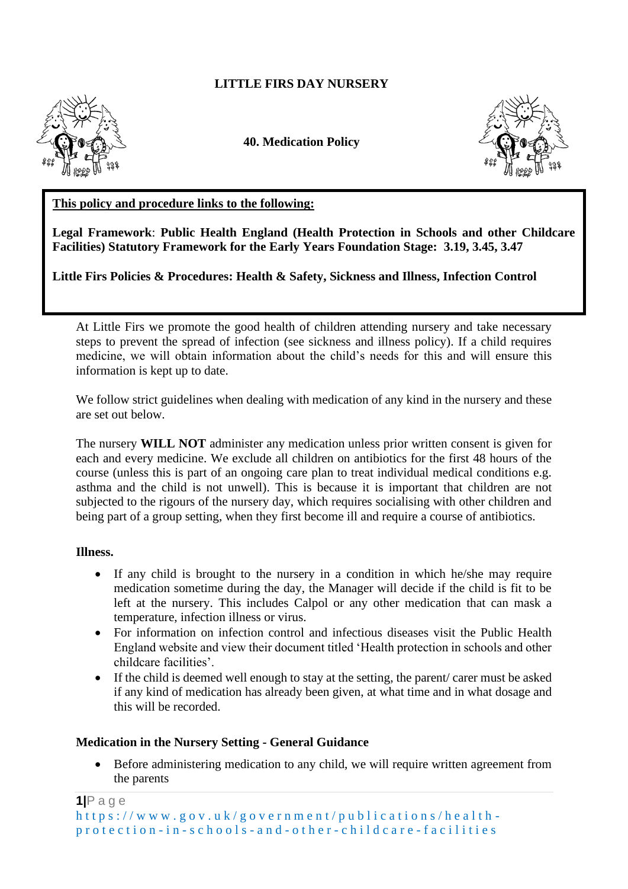# LITTLE FIRS DAY NURSERY

## 40. Medication Policy

**This policy and procedure links to the following:**

**Legal Framework**: **Public Health England (Health Protection in Schools and other Childcare Facilities) Statutory Framework for the Early Years Foundation Stage: 3.19, 3.45, 3.47**

**Little Firs Policies & Procedures: Health & Safety, Sickness and Illness, Infection Control**

At Little Firs we promote the good health of children attending nursery and take necessary steps to prevent the spread of infection (see sickness and illness policy). If a child requires medicine, we will obtain information about the child's needs for this and will ensure this information is kept up to date.

We follow strict guidelines when dealing with medication of any kind in the nursery and these are set out below.

The nursery **WILL NOT** administer any medication unless prior written consent is given for each and every medicine. We exclude all children on antibiotics for the first 48 hours of the course (unless this is part of an ongoing care plan to treat individual medical conditions e.g. asthma and the child is not unwell). This is because it is important that children are not subjected to the rigours of the nursery day, which requires socialising with other children and being part of a group setting, when they first become ill and require a course of antibiotics.

### Illness.

- If any child is brought to the nursery in a condition in which he/she may require medication sometime during the day, the Manager will decide if the child is fit to be left at the nursery. This includes Calpol or any other medication that can mask a temperature, infection illness or virus.
- For information on infection control and infectious diseases visit the Public Health England website and view their document titled 'Health protection in schools and other childcare facilities'.
- If the child is deemed well enough to stay at the setting, the parent/ carer must be asked if any kind of medication has already been given, at what time and in what dosage and this will be recorded.

### Medication in the Nursery Setting - General Guidance

- Before administering medication to any child, we will require written agreement from the parents

https://www.gov.uk/government/publications/health-protection-in-schools-and-other-childcare-facilities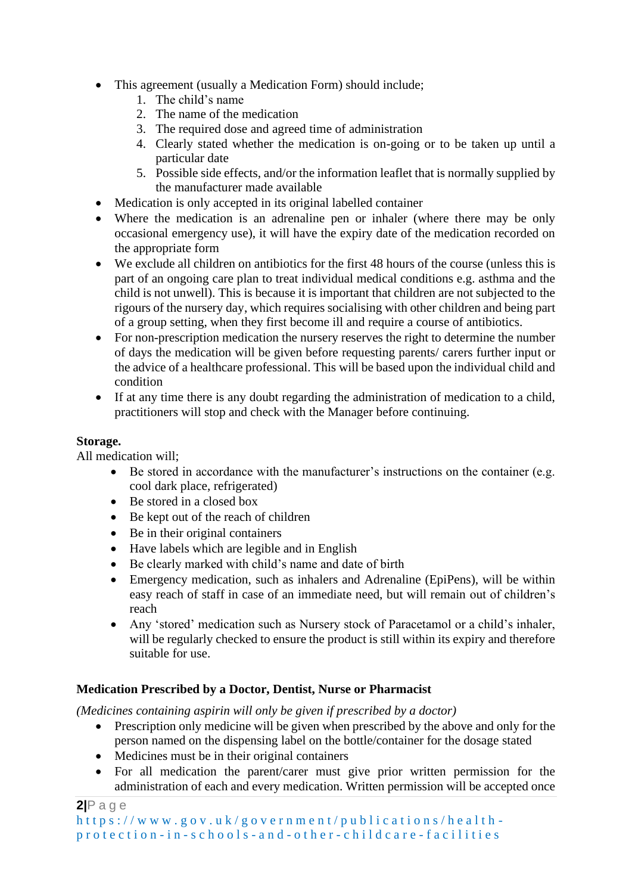- This agreement (usually a Medication Form) should include;
    1. The child's name
    2. The name of the medication
    3. The required dose and agreed time of administration
    4. Clearly stated whether the medication is on-going or to be taken up until a particular date
    5. Possible side effects, and/or the information leaflet that is normally supplied by the manufacturer made available
- Medication is only accepted in its original labelled container
- Where the medication is an adrenaline pen or inhaler (where there may be only occasional emergency use), it will have the expiry date of the medication recorded on the appropriate form
- We exclude all children on antibiotics for the first 48 hours of the course (unless this is part of an ongoing care plan to treat individual medical conditions e.g. asthma and the child is not unwell). This is because it is important that children are not subjected to the rigours of the nursery day, which requires socialising with other children and being part of a group setting, when they first become ill and require a course of antibiotics.
- For non-prescription medication the nursery reserves the right to determine the number of days the medication will be given before requesting parents/ carers further input or the advice of a healthcare professional. This will be based upon the individual child and condition
- If at any time there is any doubt regarding the administration of medication to a child, practitioners will stop and check with the Manager before continuing.

**Storage.**

All medication will;

- Be stored in accordance with the manufacturer's instructions on the container (e.g. cool dark place, refrigerated)
- Be stored in a closed box
- Be kept out of the reach of children
- Be in their original containers
- Have labels which are legible and in English
- Be clearly marked with child's name and date of birth
- Emergency medication, such as inhalers and Adrenaline (EpiPens), will be within easy reach of staff in case of an immediate need, but will remain out of children's reach
- Any 'stored' medication such as Nursery stock of Paracetamol or a child's inhaler, will be regularly checked to ensure the product is still within its expiry and therefore suitable for use.

**Medication Prescribed by a Doctor, Dentist, Nurse or Pharmacist**

*(Medicines containing aspirin will only be given if prescribed by a doctor)*

- Prescription only medicine will be given when prescribed by the above and only for the person named on the dispensing label on the bottle/container for the dosage stated
- Medicines must be in their original containers
- For all medication the parent/carer must give prior written permission for the administration of each and every medication. Written permission will be accepted once

https://www.gov.uk/government/publications/health-protection-in-schools-and-other-childcare-facilities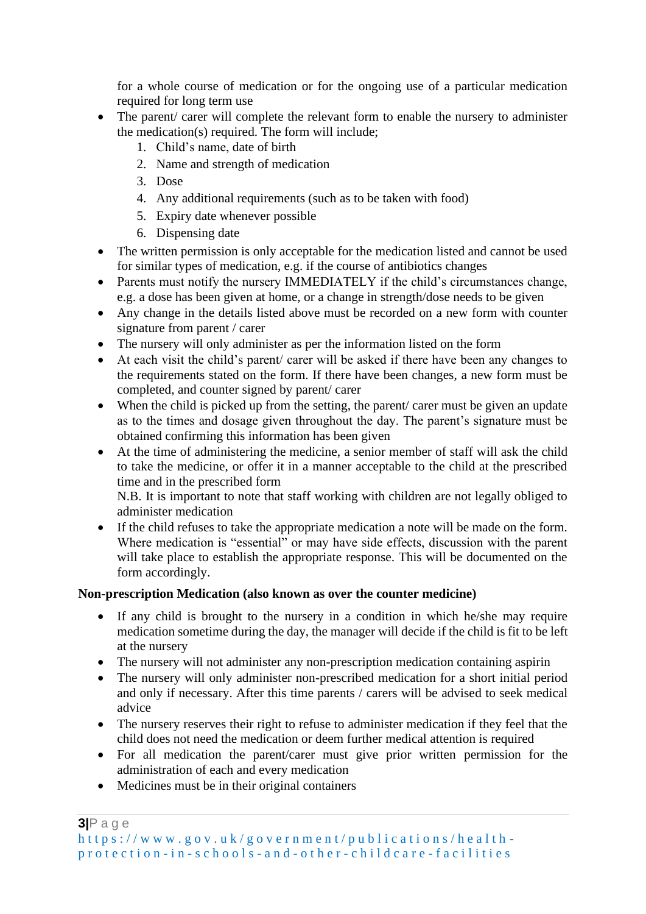for a whole course of medication or for the ongoing use of a particular medication required for long term use

- The parent/ carer will complete the relevant form to enable the nursery to administer the medication(s) required. The form will include;
    1. Child's name, date of birth
    2. Name and strength of medication
    3. Dose
    4. Any additional requirements (such as to be taken with food)
    5. Expiry date whenever possible
    6. Dispensing date
- The written permission is only acceptable for the medication listed and cannot be used for similar types of medication, e.g. if the course of antibiotics changes
- Parents must notify the nursery IMMEDIATELY if the child's circumstances change, e.g. a dose has been given at home, or a change in strength/dose needs to be given
- Any change in the details listed above must be recorded on a new form with counter signature from parent / carer
- The nursery will only administer as per the information listed on the form
- At each visit the child's parent/ carer will be asked if there have been any changes to the requirements stated on the form. If there have been changes, a new form must be completed, and counter signed by parent/ carer
- When the child is picked up from the setting, the parent/ carer must be given an update as to the times and dosage given throughout the day. The parent's signature must be obtained confirming this information has been given
- At the time of administering the medicine, a senior member of staff will ask the child to take the medicine, or offer it in a manner acceptable to the child at the prescribed time and in the prescribed form
  N.B. It is important to note that staff working with children are not legally obliged to administer medication
- If the child refuses to take the appropriate medication a note will be made on the form. Where medication is "essential" or may have side effects, discussion with the parent will take place to establish the appropriate response. This will be documented on the form accordingly.

**Non-prescription Medication (also known as over the counter medicine)**

- If any child is brought to the nursery in a condition in which he/she may require medication sometime during the day, the manager will decide if the child is fit to be left at the nursery
- The nursery will not administer any non-prescription medication containing aspirin
- The nursery will only administer non-prescribed medication for a short initial period and only if necessary. After this time parents / carers will be advised to seek medical advice
- The nursery reserves their right to refuse to administer medication if they feel that the child does not need the medication or deem further medical attention is required
- For all medication the parent/carer must give prior written permission for the administration of each and every medication
- Medicines must be in their original containers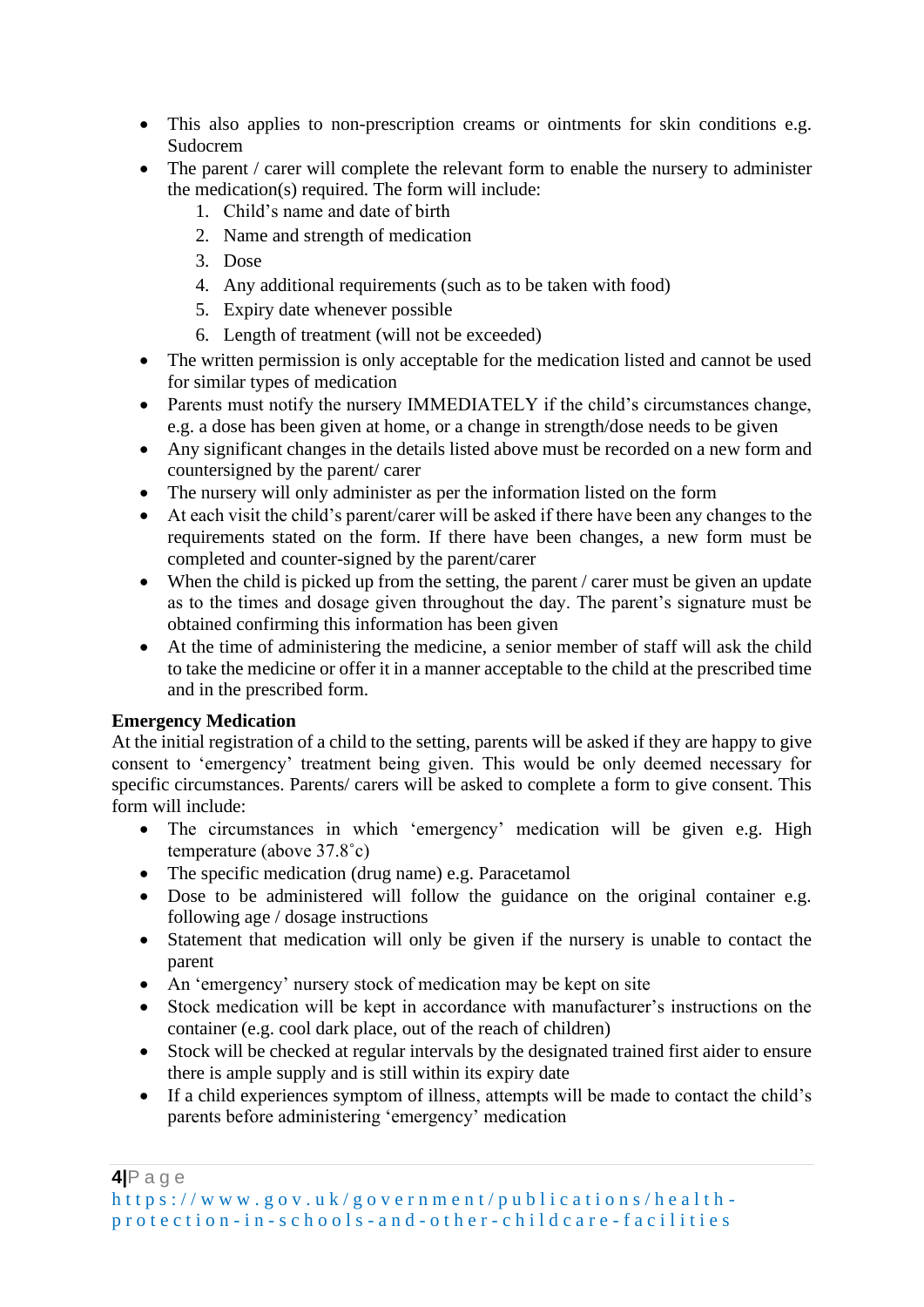- This also applies to non-prescription creams or ointments for skin conditions e.g. Sudocrem
- The parent / carer will complete the relevant form to enable the nursery to administer the medication(s) required. The form will include:
  1. Child's name and date of birth
  2. Name and strength of medication
  3. Dose
  4. Any additional requirements (such as to be taken with food)
  5. Expiry date whenever possible
  6. Length of treatment (will not be exceeded)
- The written permission is only acceptable for the medication listed and cannot be used for similar types of medication
- Parents must notify the nursery IMMEDIATELY if the child's circumstances change, e.g. a dose has been given at home, or a change in strength/dose needs to be given
- Any significant changes in the details listed above must be recorded on a new form and countersigned by the parent/ carer
- The nursery will only administer as per the information listed on the form
- At each visit the child's parent/carer will be asked if there have been any changes to the requirements stated on the form. If there have been changes, a new form must be completed and counter-signed by the parent/carer
- When the child is picked up from the setting, the parent / carer must be given an update as to the times and dosage given throughout the day. The parent's signature must be obtained confirming this information has been given
- At the time of administering the medicine, a senior member of staff will ask the child to take the medicine or offer it in a manner acceptable to the child at the prescribed time and in the prescribed form.

**Emergency Medication**

At the initial registration of a child to the setting, parents will be asked if they are happy to give consent to 'emergency' treatment being given. This would be only deemed necessary for specific circumstances. Parents/ carers will be asked to complete a form to give consent. This form will include:

- The circumstances in which 'emergency' medication will be given e.g. High temperature (above 37.8˚c)
- The specific medication (drug name) e.g. Paracetamol
- Dose to be administered will follow the guidance on the original container e.g. following age / dosage instructions
- Statement that medication will only be given if the nursery is unable to contact the parent
- An 'emergency' nursery stock of medication may be kept on site
- Stock medication will be kept in accordance with manufacturer's instructions on the container (e.g. cool dark place, out of the reach of children)
- Stock will be checked at regular intervals by the designated trained first aider to ensure there is ample supply and is still within its expiry date
- If a child experiences symptom of illness, attempts will be made to contact the child's parents before administering 'emergency' medication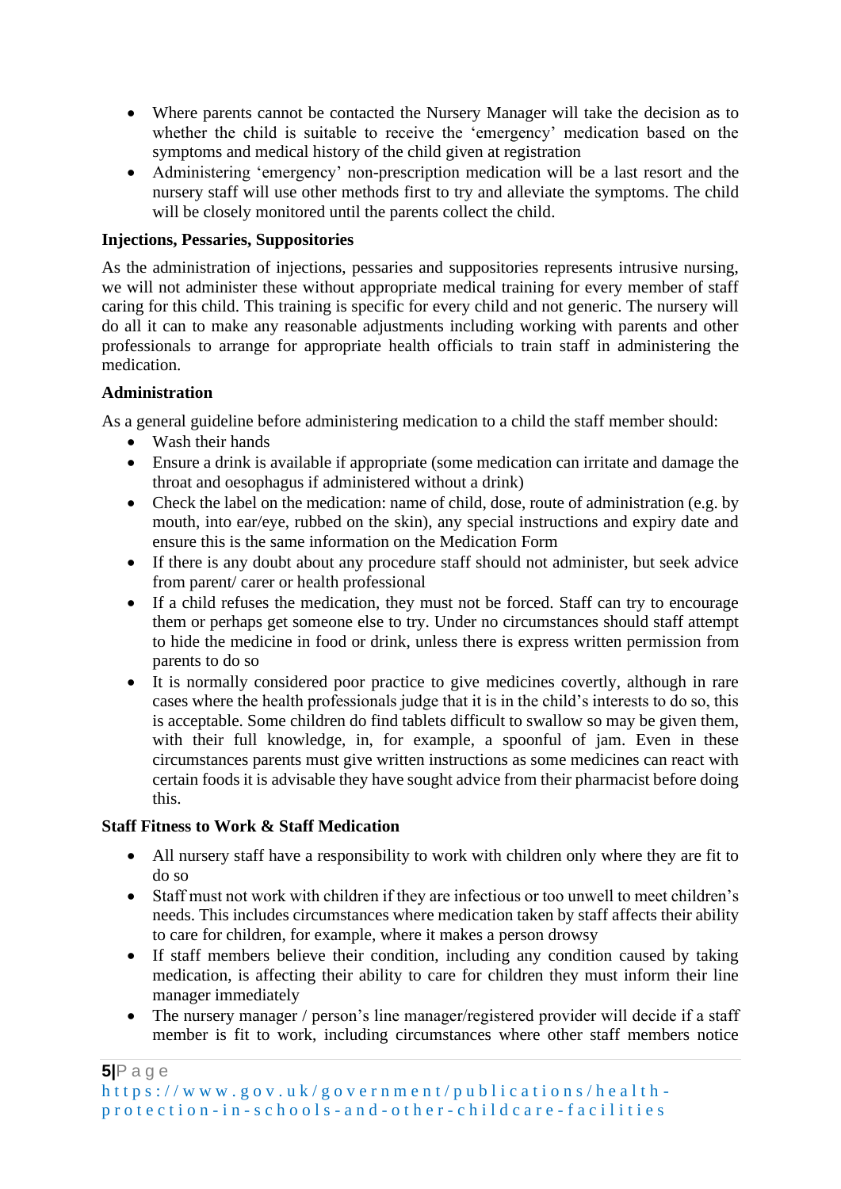- Where parents cannot be contacted the Nursery Manager will take the decision as to whether the child is suitable to receive the 'emergency' medication based on the symptoms and medical history of the child given at registration
- Administering 'emergency' non-prescription medication will be a last resort and the nursery staff will use other methods first to try and alleviate the symptoms. The child will be closely monitored until the parents collect the child.

**Injections, Pessaries, Suppositories**

As the administration of injections, pessaries and suppositories represents intrusive nursing, we will not administer these without appropriate medical training for every member of staff caring for this child. This training is specific for every child and not generic. The nursery will do all it can to make any reasonable adjustments including working with parents and other professionals to arrange for appropriate health officials to train staff in administering the medication.

**Administration**

As a general guideline before administering medication to a child the staff member should:

- Wash their hands
- Ensure a drink is available if appropriate (some medication can irritate and damage the throat and oesophagus if administered without a drink)
- Check the label on the medication: name of child, dose, route of administration (e.g. by mouth, into ear/eye, rubbed on the skin), any special instructions and expiry date and ensure this is the same information on the Medication Form
- If there is any doubt about any procedure staff should not administer, but seek advice from parent/ carer or health professional
- If a child refuses the medication, they must not be forced. Staff can try to encourage them or perhaps get someone else to try. Under no circumstances should staff attempt to hide the medicine in food or drink, unless there is express written permission from parents to do so
- It is normally considered poor practice to give medicines covertly, although in rare cases where the health professionals judge that it is in the child's interests to do so, this is acceptable. Some children do find tablets difficult to swallow so may be given them, with their full knowledge, in, for example, a spoonful of jam. Even in these circumstances parents must give written instructions as some medicines can react with certain foods it is advisable they have sought advice from their pharmacist before doing this.

**Staff Fitness to Work & Staff Medication**

- All nursery staff have a responsibility to work with children only where they are fit to do so
- Staff must not work with children if they are infectious or too unwell to meet children's needs. This includes circumstances where medication taken by staff affects their ability to care for children, for example, where it makes a person drowsy
- If staff members believe their condition, including any condition caused by taking medication, is affecting their ability to care for children they must inform their line manager immediately
- The nursery manager / person's line manager/registered provider will decide if a staff member is fit to work, including circumstances where other staff members notice

https://www.gov.uk/government/publications/health-protection-in-schools-and-other-childcare-facilities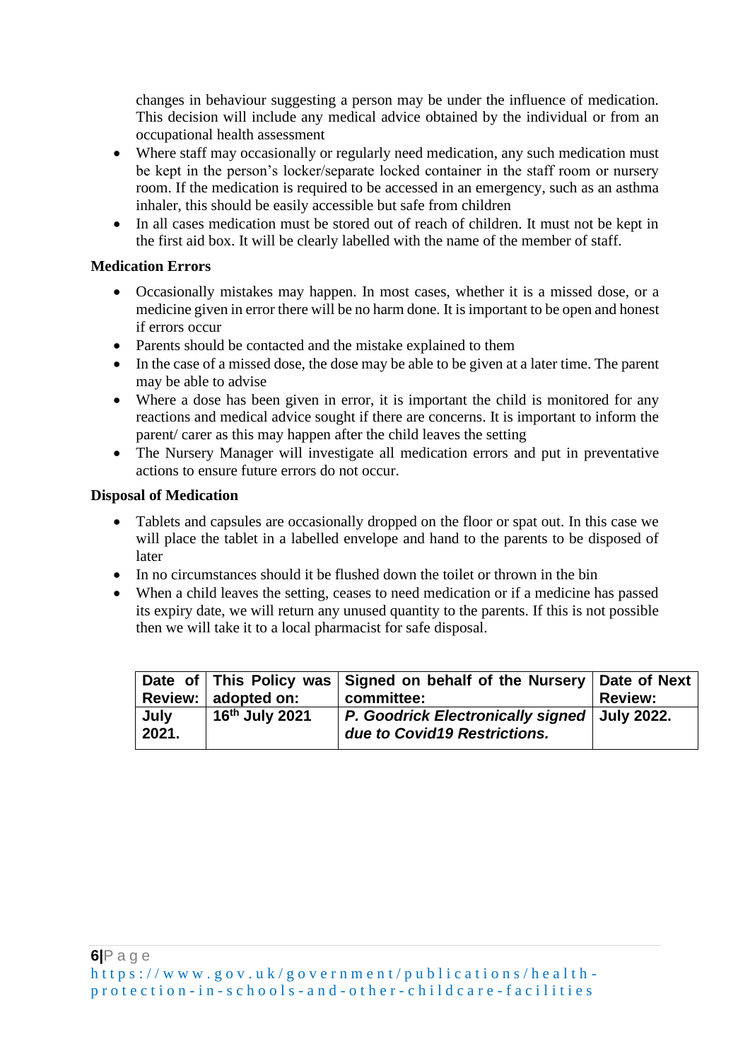changes in behaviour suggesting a person may be under the influence of medication. This decision will include any medical advice obtained by the individual or from an occupational health assessment

- Where staff may occasionally or regularly need medication, any such medication must be kept in the person's locker/separate locked container in the staff room or nursery room. If the medication is required to be accessed in an emergency, such as an asthma inhaler, this should be easily accessible but safe from children
- In all cases medication must be stored out of reach of children. It must not be kept in the first aid box. It will be clearly labelled with the name of the member of staff.

**Medication Errors**

- Occasionally mistakes may happen. In most cases, whether it is a missed dose, or a medicine given in error there will be no harm done. It is important to be open and honest if errors occur
- Parents should be contacted and the mistake explained to them
- In the case of a missed dose, the dose may be able to be given at a later time. The parent may be able to advise
- Where a dose has been given in error, it is important the child is monitored for any reactions and medical advice sought if there are concerns. It is important to inform the parent/ carer as this may happen after the child leaves the setting
- The Nursery Manager will investigate all medication errors and put in preventative actions to ensure future errors do not occur.

**Disposal of Medication**

- Tablets and capsules are occasionally dropped on the floor or spat out. In this case we will place the tablet in a labelled envelope and hand to the parents to be disposed of later
- In no circumstances should it be flushed down the toilet or thrown in the bin
- When a child leaves the setting, ceases to need medication or if a medicine has passed its expiry date, we will return any unused quantity to the parents. If this is not possible then we will take it to a local pharmacist for safe disposal.

| Date of Review: | This Policy was adopted on: | Signed on behalf of the Nursery committee: | Date of Next Review: |
|---|---|---|---|
| **July 2021.** | **16th July 2021** | ***P. Goodrick Electronically signed due to Covid19 Restrictions.*** | **July 2022.** |

https://www.gov.uk/government/publications/health-protection-in-schools-and-other-childcare-facilities